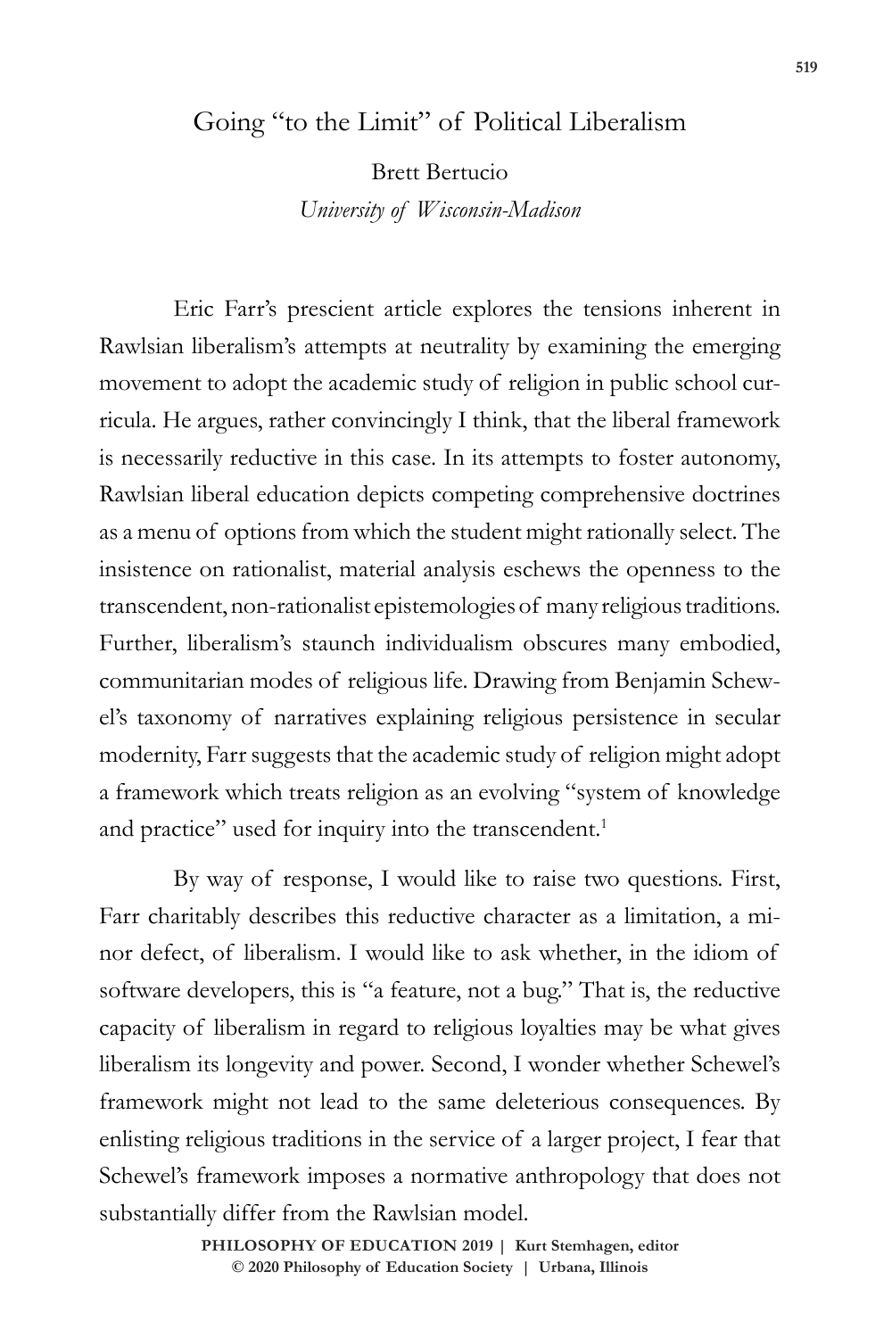# Going "to the Limit" of Political Liberalism

Brett Bertucio

*University of Wisconsin-Madison*

Eric Farr's prescient article explores the tensions inherent in Rawlsian liberalism's attempts at neutrality by examining the emerging movement to adopt the academic study of religion in public school curricula. He argues, rather convincingly I think, that the liberal framework is necessarily reductive in this case. In its attempts to foster autonomy, Rawlsian liberal education depicts competing comprehensive doctrines as a menu of options from which the student might rationally select. The insistence on rationalist, material analysis eschews the openness to the transcendent, non-rationalist epistemologies of many religious traditions. Further, liberalism's staunch individualism obscures many embodied, communitarian modes of religious life. Drawing from Benjamin Schewel's taxonomy of narratives explaining religious persistence in secular modernity, Farr suggests that the academic study of religion might adopt a framework which treats religion as an evolving "system of knowledge and practice" used for inquiry into the transcendent.[1]

By way of response, I would like to raise two questions. First, Farr charitably describes this reductive character as a limitation, a minor defect, of liberalism. I would like to ask whether, in the idiom of software developers, this is "a feature, not a bug." That is, the reductive capacity of liberalism in regard to religious loyalties may be what gives liberalism its longevity and power. Second, I wonder whether Schewel's framework might not lead to the same deleterious consequences. By enlisting religious traditions in the service of a larger project, I fear that Schewel's framework imposes a normative anthropology that does not substantially differ from the Rawlsian model.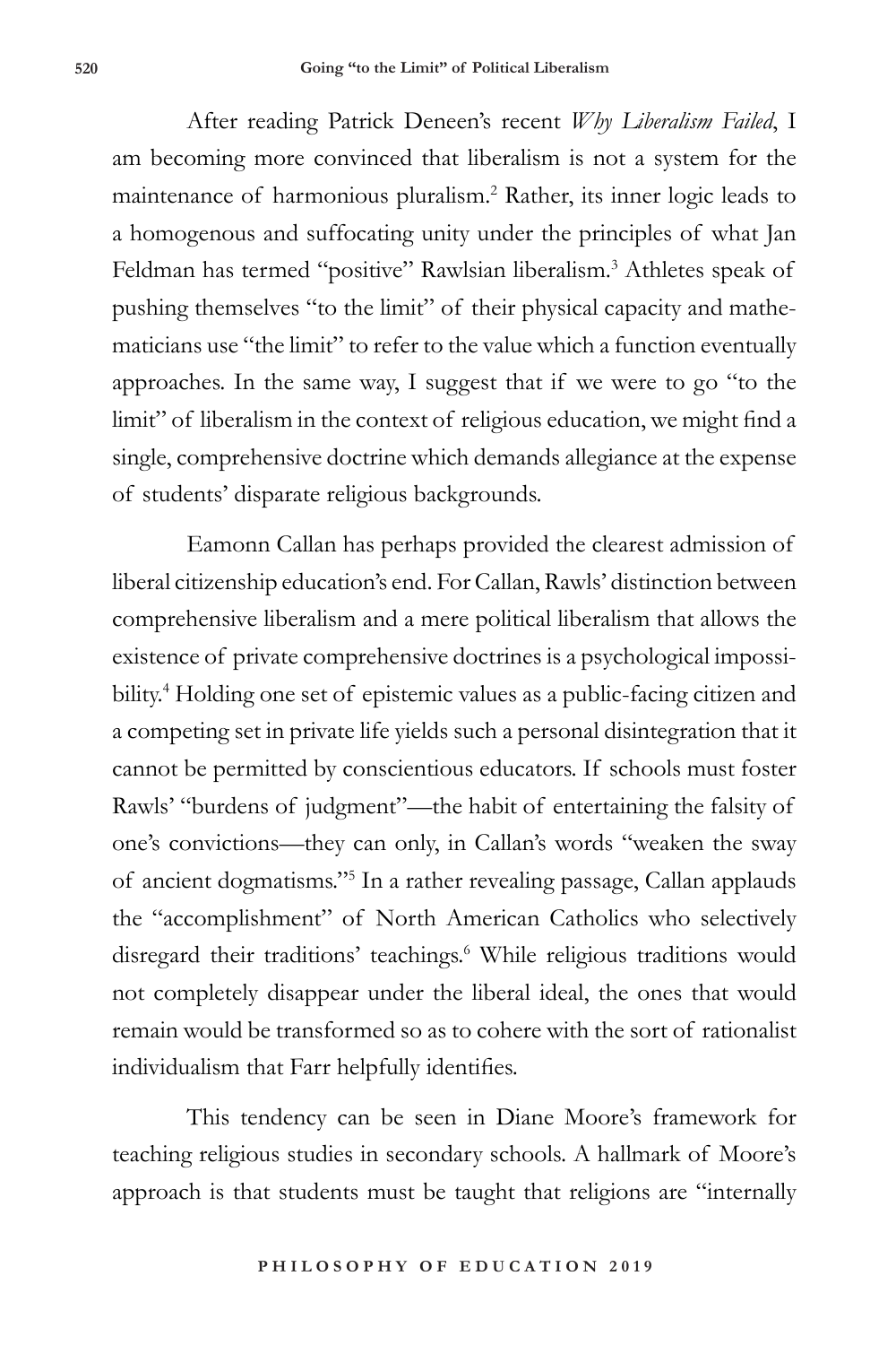After reading Patrick Deneen's recent *Why Liberalism Failed*, I am becoming more convinced that liberalism is not a system for the maintenance of harmonious pluralism.[2] Rather, its inner logic leads to a homogenous and suffocating unity under the principles of what Jan Feldman has termed "positive" Rawlsian liberalism.[3] Athletes speak of pushing themselves "to the limit" of their physical capacity and mathematicians use "the limit" to refer to the value which a function eventually approaches. In the same way, I suggest that if we were to go "to the limit" of liberalism in the context of religious education, we might find a single, comprehensive doctrine which demands allegiance at the expense of students' disparate religious backgrounds.

Eamonn Callan has perhaps provided the clearest admission of liberal citizenship education's end. For Callan, Rawls' distinction between comprehensive liberalism and a mere political liberalism that allows the existence of private comprehensive doctrines is a psychological impossibility.[4] Holding one set of epistemic values as a public-facing citizen and a competing set in private life yields such a personal disintegration that it cannot be permitted by conscientious educators. If schools must foster Rawls' "burdens of judgment"—the habit of entertaining the falsity of one's convictions—they can only, in Callan's words "weaken the sway of ancient dogmatisms."[5] In a rather revealing passage, Callan applauds the "accomplishment" of North American Catholics who selectively disregard their traditions' teachings.[6] While religious traditions would not completely disappear under the liberal ideal, the ones that would remain would be transformed so as to cohere with the sort of rationalist individualism that Farr helpfully identifies.

This tendency can be seen in Diane Moore's framework for teaching religious studies in secondary schools. A hallmark of Moore's approach is that students must be taught that religions are "internally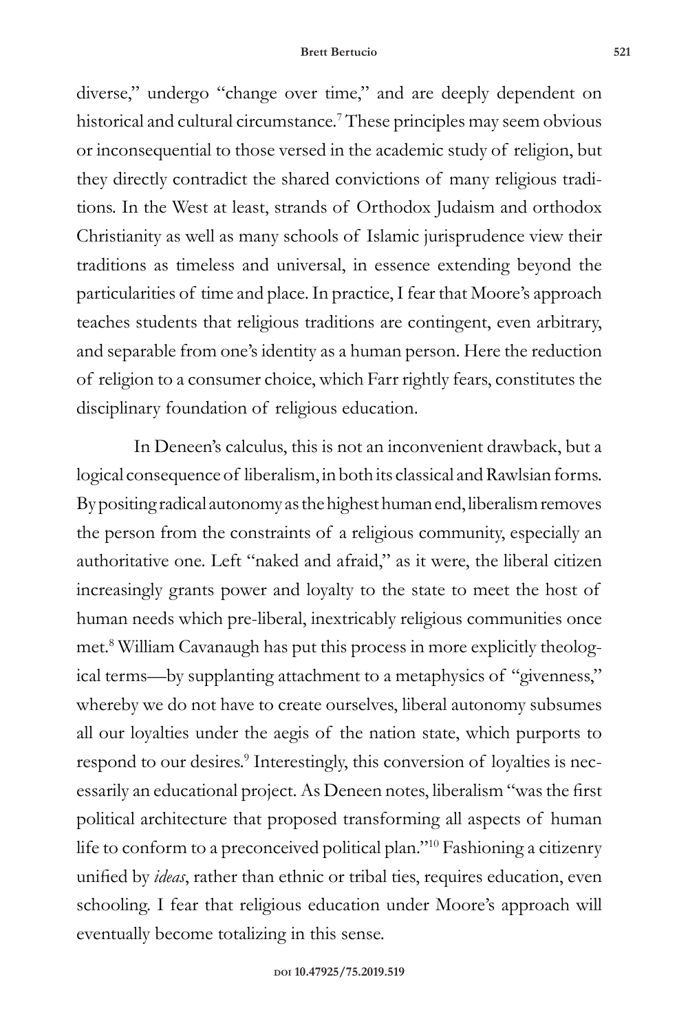diverse," undergo "change over time," and are deeply dependent on historical and cultural circumstance.[7] These principles may seem obvious or inconsequential to those versed in the academic study of religion, but they directly contradict the shared convictions of many religious traditions. In the West at least, strands of Orthodox Judaism and orthodox Christianity as well as many schools of Islamic jurisprudence view their traditions as timeless and universal, in essence extending beyond the particularities of time and place. In practice, I fear that Moore's approach teaches students that religious traditions are contingent, even arbitrary, and separable from one's identity as a human person. Here the reduction of religion to a consumer choice, which Farr rightly fears, constitutes the disciplinary foundation of religious education.

In Deneen's calculus, this is not an inconvenient drawback, but a logical consequence of liberalism, in both its classical and Rawlsian forms. By positing radical autonomy as the highest human end, liberalism removes the person from the constraints of a religious community, especially an authoritative one. Left "naked and afraid," as it were, the liberal citizen increasingly grants power and loyalty to the state to meet the host of human needs which pre-liberal, inextricably religious communities once met.[8] William Cavanaugh has put this process in more explicitly theological terms—by supplanting attachment to a metaphysics of "givenness," whereby we do not have to create ourselves, liberal autonomy subsumes all our loyalties under the aegis of the nation state, which purports to respond to our desires.[9] Interestingly, this conversion of loyalties is necessarily an educational project. As Deneen notes, liberalism "was the first political architecture that proposed transforming all aspects of human life to conform to a preconceived political plan."[10] Fashioning a citizenry unified by *ideas*, rather than ethnic or tribal ties, requires education, even schooling. I fear that religious education under Moore's approach will eventually become totalizing in this sense.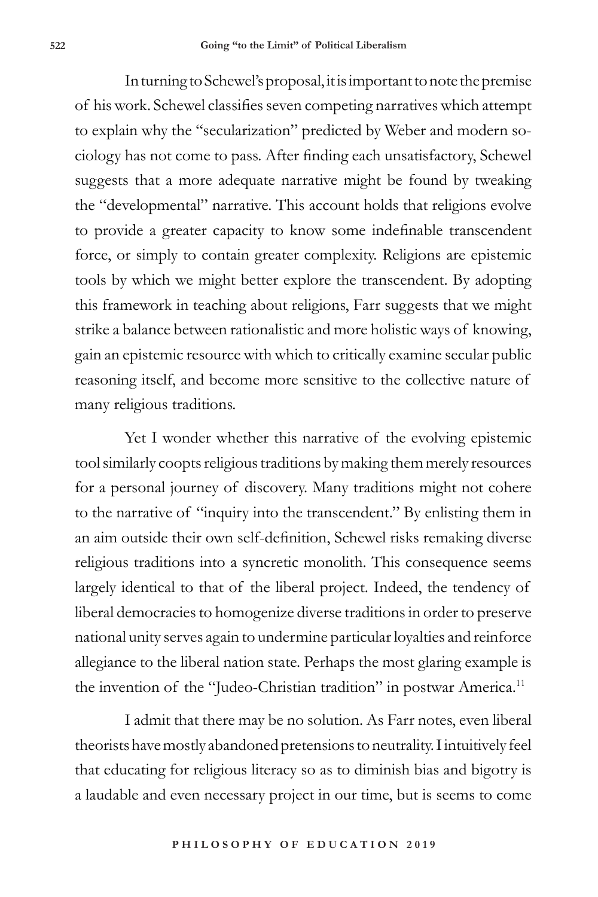In turning to Schewel's proposal, it is important to note the premise of his work. Schewel classifies seven competing narratives which attempt to explain why the "secularization" predicted by Weber and modern sociology has not come to pass. After finding each unsatisfactory, Schewel suggests that a more adequate narrative might be found by tweaking the "developmental" narrative. This account holds that religions evolve to provide a greater capacity to know some indefinable transcendent force, or simply to contain greater complexity. Religions are epistemic tools by which we might better explore the transcendent. By adopting this framework in teaching about religions, Farr suggests that we might strike a balance between rationalistic and more holistic ways of knowing, gain an epistemic resource with which to critically examine secular public reasoning itself, and become more sensitive to the collective nature of many religious traditions.

Yet I wonder whether this narrative of the evolving epistemic tool similarly coopts religious traditions by making them merely resources for a personal journey of discovery. Many traditions might not cohere to the narrative of "inquiry into the transcendent." By enlisting them in an aim outside their own self-definition, Schewel risks remaking diverse religious traditions into a syncretic monolith. This consequence seems largely identical to that of the liberal project. Indeed, the tendency of liberal democracies to homogenize diverse traditions in order to preserve national unity serves again to undermine particular loyalties and reinforce allegiance to the liberal nation state. Perhaps the most glaring example is the invention of the "Judeo-Christian tradition" in postwar America.[11]

I admit that there may be no solution. As Farr notes, even liberal theorists have mostly abandoned pretensions to neutrality. I intuitively feel that educating for religious literacy so as to diminish bias and bigotry is a laudable and even necessary project in our time, but is seems to come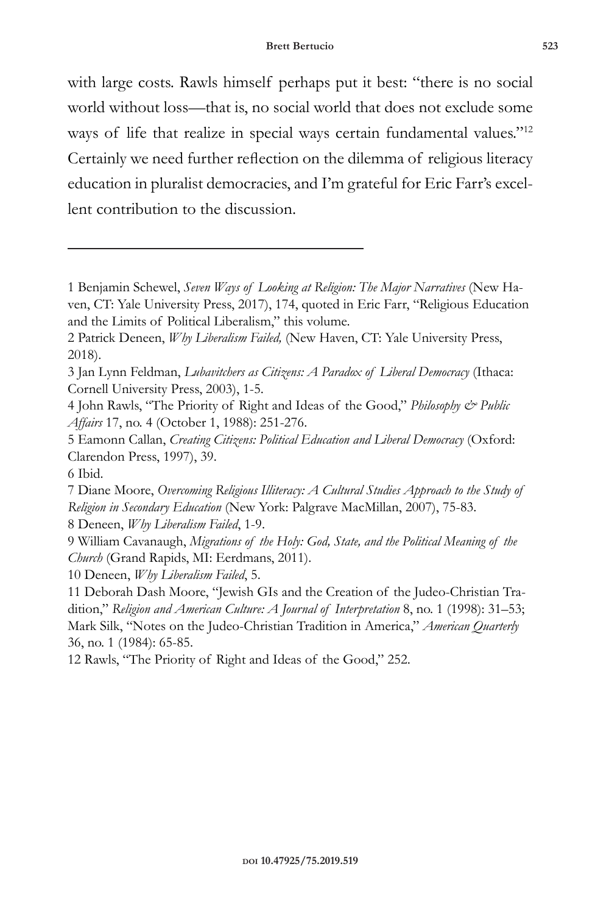with large costs. Rawls himself perhaps put it best: "there is no social world without loss—that is, no social world that does not exclude some ways of life that realize in special ways certain fundamental values."[12] Certainly we need further reflection on the dilemma of religious literacy education in pluralist democracies, and I'm grateful for Eric Farr's excellent contribution to the discussion.

---

1 Benjamin Schewel, *Seven Ways of Looking at Religion: The Major Narratives* (New Haven, CT: Yale University Press, 2017), 174, quoted in Eric Farr, "Religious Education and the Limits of Political Liberalism," this volume.

2 Patrick Deneen, *Why Liberalism Failed,* (New Haven, CT: Yale University Press, 2018).

3 Jan Lynn Feldman, *Lubavitchers as Citizens: A Paradox of Liberal Democracy* (Ithaca: Cornell University Press, 2003), 1-5.

4 John Rawls, "The Priority of Right and Ideas of the Good," *Philosophy & Public Affairs* 17, no. 4 (October 1, 1988): 251-276.

5 Eamonn Callan, *Creating Citizens: Political Education and Liberal Democracy* (Oxford: Clarendon Press, 1997), 39.

6 Ibid.

7 Diane Moore, *Overcoming Religious Illiteracy: A Cultural Studies Approach to the Study of Religion in Secondary Education* (New York: Palgrave MacMillan, 2007), 75-83.

8 Deneen, *Why Liberalism Failed*, 1-9.

9 William Cavanaugh, *Migrations of the Holy: God, State, and the Political Meaning of the Church* (Grand Rapids, MI: Eerdmans, 2011).

10 Deneen, *Why Liberalism Failed*, 5.

11 Deborah Dash Moore, "Jewish GIs and the Creation of the Judeo-Christian Tradition," *Religion and American Culture: A Journal of Interpretation* 8, no. 1 (1998): 31–53; Mark Silk, "Notes on the Judeo-Christian Tradition in America," *American Quarterly* 36, no. 1 (1984): 65-85.

12 Rawls, "The Priority of Right and Ideas of the Good," 252.